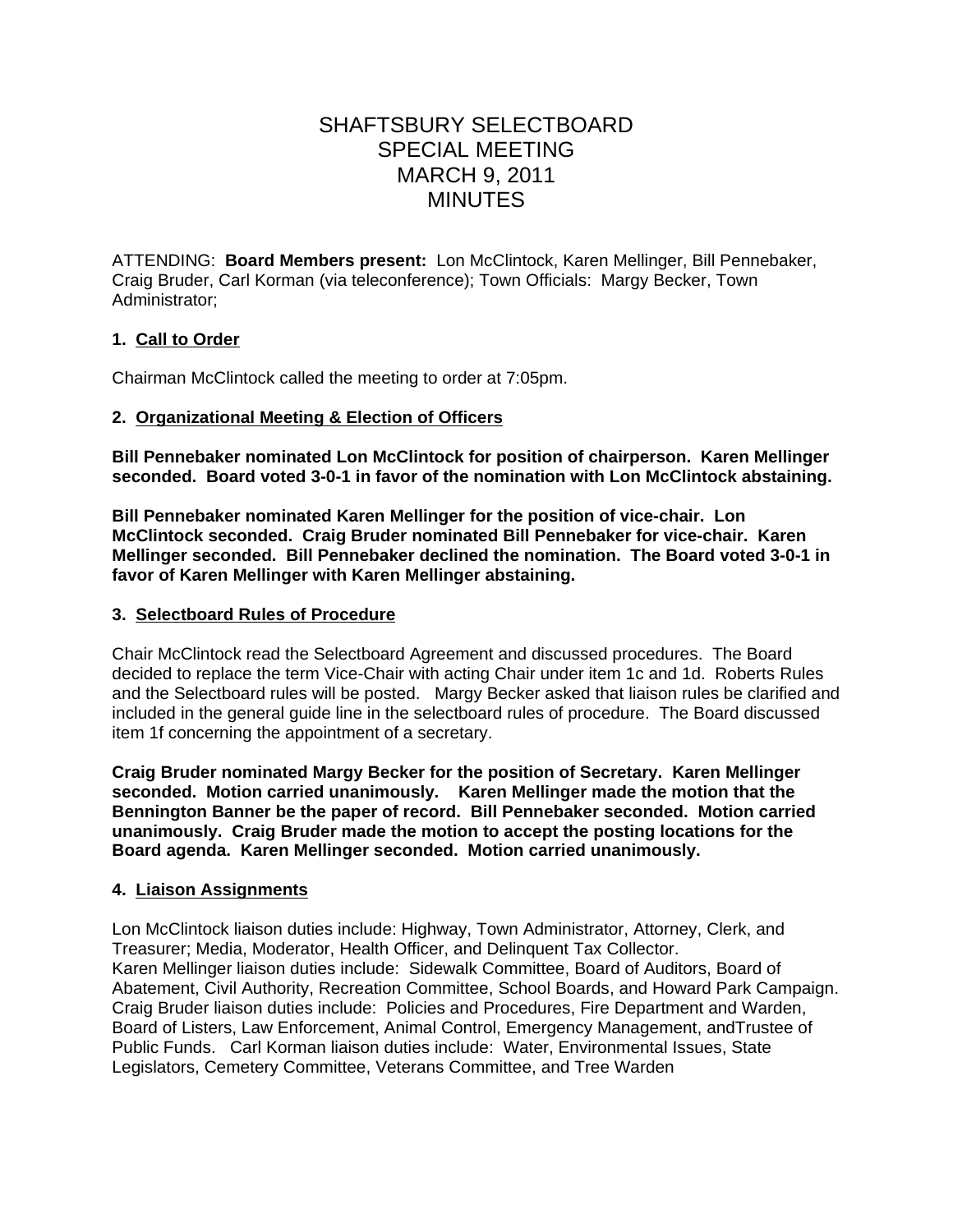# SHAFTSBURY SELECTBOARD
# SPECIAL MEETING
# MARCH 9, 2011
# MINUTES

ATTENDING: **Board Members present:** Lon McClintock, Karen Mellinger, Bill Pennebaker, Craig Bruder, Carl Korman (via teleconference); Town Officials: Margy Becker, Town Administrator;

### 1. Call to Order

Chairman McClintock called the meeting to order at 7:05pm.

### 2. Organizational Meeting & Election of Officers

**Bill Pennebaker nominated Lon McClintock for position of chairperson. Karen Mellinger seconded. Board voted 3-0-1 in favor of the nomination with Lon McClintock abstaining.**

**Bill Pennebaker nominated Karen Mellinger for the position of vice-chair. Lon McClintock seconded. Craig Bruder nominated Bill Pennebaker for vice-chair. Karen Mellinger seconded. Bill Pennebaker declined the nomination. The Board voted 3-0-1 in favor of Karen Mellinger with Karen Mellinger abstaining.**

### 3. Selectboard Rules of Procedure

Chair McClintock read the Selectboard Agreement and discussed procedures. The Board decided to replace the term Vice-Chair with acting Chair under item 1c and 1d. Roberts Rules and the Selectboard rules will be posted. Margy Becker asked that liaison rules be clarified and included in the general guide line in the selectboard rules of procedure. The Board discussed item 1f concerning the appointment of a secretary.

**Craig Bruder nominated Margy Becker for the position of Secretary. Karen Mellinger seconded. Motion carried unanimously. Karen Mellinger made the motion that the Bennington Banner be the paper of record. Bill Pennebaker seconded. Motion carried unanimously. Craig Bruder made the motion to accept the posting locations for the Board agenda. Karen Mellinger seconded. Motion carried unanimously.**

### 4. Liaison Assignments

Lon McClintock liaison duties include: Highway, Town Administrator, Attorney, Clerk, and Treasurer; Media, Moderator, Health Officer, and Delinquent Tax Collector.
Karen Mellinger liaison duties include: Sidewalk Committee, Board of Auditors, Board of Abatement, Civil Authority, Recreation Committee, School Boards, and Howard Park Campaign.
Craig Bruder liaison duties include: Policies and Procedures, Fire Department and Warden, Board of Listers, Law Enforcement, Animal Control, Emergency Management, andTrustee of Public Funds. Carl Korman liaison duties include: Water, Environmental Issues, State Legislators, Cemetery Committee, Veterans Committee, and Tree Warden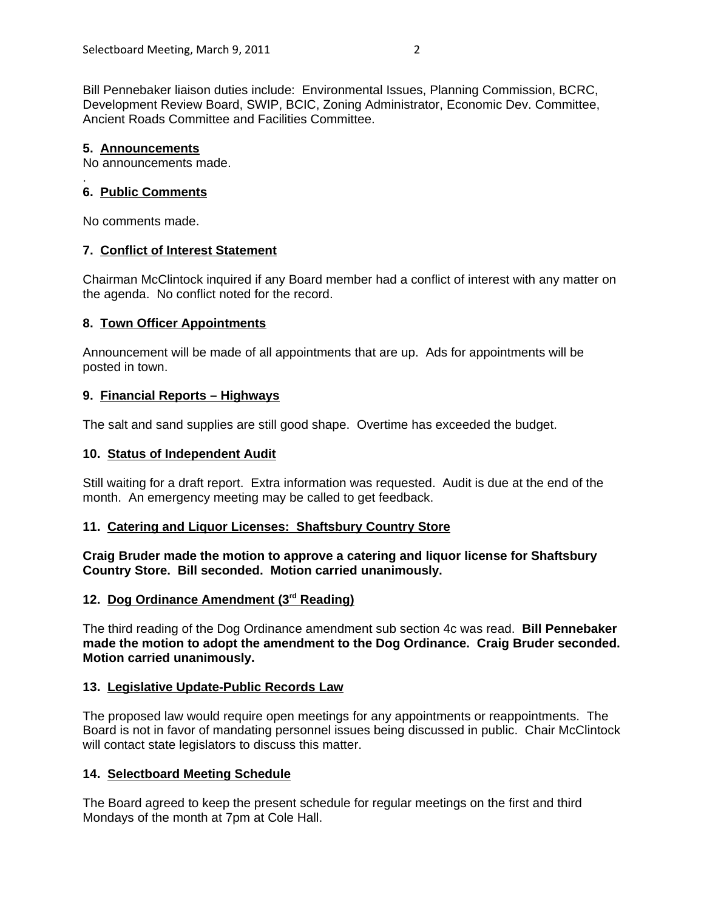Bill Pennebaker liaison duties include: Environmental Issues, Planning Commission, BCRC, Development Review Board, SWIP, BCIC, Zoning Administrator, Economic Dev. Committee, Ancient Roads Committee and Facilities Committee.

**5. Announcements**

No announcements made.

.

**6. Public Comments**

No comments made.

**7. Conflict of Interest Statement**

Chairman McClintock inquired if any Board member had a conflict of interest with any matter on the agenda. No conflict noted for the record.

**8. Town Officer Appointments**

Announcement will be made of all appointments that are up. Ads for appointments will be posted in town.

**9. Financial Reports – Highways**

The salt and sand supplies are still good shape. Overtime has exceeded the budget.

**10. Status of Independent Audit**

Still waiting for a draft report. Extra information was requested. Audit is due at the end of the month. An emergency meeting may be called to get feedback.

**11. Catering and Liquor Licenses: Shaftsbury Country Store**

**Craig Bruder made the motion to approve a catering and liquor license for Shaftsbury Country Store. Bill seconded. Motion carried unanimously.**

**12. Dog Ordinance Amendment (3rd Reading)**

The third reading of the Dog Ordinance amendment sub section 4c was read. **Bill Pennebaker made the motion to adopt the amendment to the Dog Ordinance. Craig Bruder seconded. Motion carried unanimously.**

**13. Legislative Update-Public Records Law**

The proposed law would require open meetings for any appointments or reappointments. The Board is not in favor of mandating personnel issues being discussed in public. Chair McClintock will contact state legislators to discuss this matter.

**14. Selectboard Meeting Schedule**

The Board agreed to keep the present schedule for regular meetings on the first and third Mondays of the month at 7pm at Cole Hall.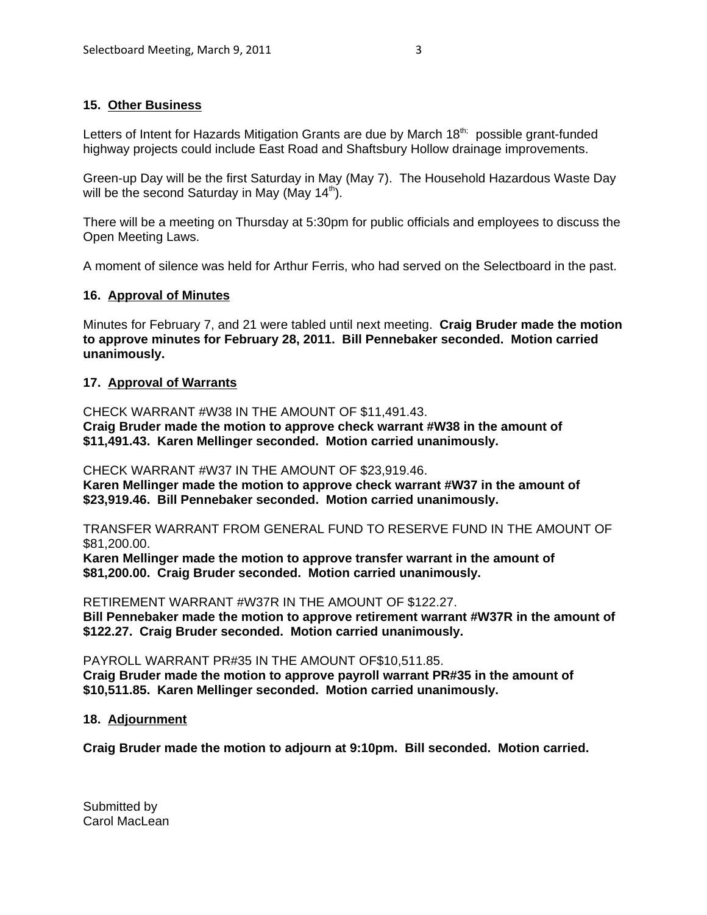### 15. Other Business

Letters of Intent for Hazards Mitigation Grants are due by March 18th; possible grant-funded highway projects could include East Road and Shaftsbury Hollow drainage improvements.

Green-up Day will be the first Saturday in May (May 7). The Household Hazardous Waste Day will be the second Saturday in May (May 14th).

There will be a meeting on Thursday at 5:30pm for public officials and employees to discuss the Open Meeting Laws.

A moment of silence was held for Arthur Ferris, who had served on the Selectboard in the past.

### 16. Approval of Minutes

Minutes for February 7, and 21 were tabled until next meeting. **Craig Bruder made the motion to approve minutes for February 28, 2011. Bill Pennebaker seconded. Motion carried unanimously.**

### 17. Approval of Warrants

CHECK WARRANT #W38 IN THE AMOUNT OF $11,491.43.
**Craig Bruder made the motion to approve check warrant #W38 in the amount of $11,491.43. Karen Mellinger seconded. Motion carried unanimously.**

CHECK WARRANT #W37 IN THE AMOUNT OF $23,919.46.
**Karen Mellinger made the motion to approve check warrant #W37 in the amount of $23,919.46. Bill Pennebaker seconded. Motion carried unanimously.**

TRANSFER WARRANT FROM GENERAL FUND TO RESERVE FUND IN THE AMOUNT OF $81,200.00.
**Karen Mellinger made the motion to approve transfer warrant in the amount of $81,200.00. Craig Bruder seconded. Motion carried unanimously.**

RETIREMENT WARRANT #W37R IN THE AMOUNT OF $122.27.
**Bill Pennebaker made the motion to approve retirement warrant #W37R in the amount of $122.27. Craig Bruder seconded. Motion carried unanimously.**

PAYROLL WARRANT PR#35 IN THE AMOUNT OF$10,511.85.
**Craig Bruder made the motion to approve payroll warrant PR#35 in the amount of $10,511.85. Karen Mellinger seconded. Motion carried unanimously.**

### 18. Adjournment

**Craig Bruder made the motion to adjourn at 9:10pm. Bill seconded. Motion carried.**

Submitted by
Carol MacLean